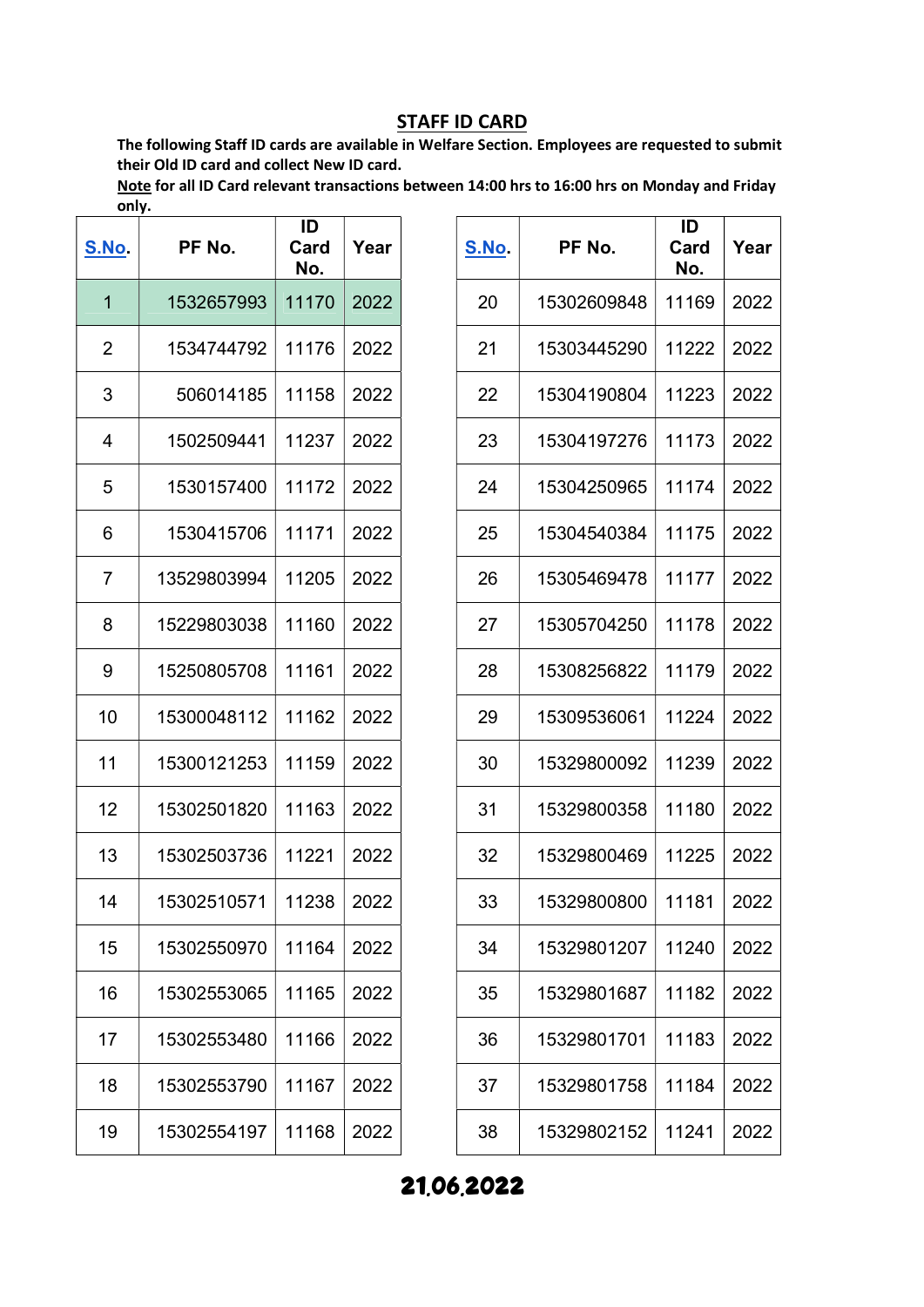## STAFF ID CARD

**The following Staff ID cards are available in Welfare Section. Employees are requested to submit their Old ID card and collect New ID card.**

**Note for all ID Card relevant transactions between 14:00 hrs to 16:00 hrs on Monday and Friday only.**

| S.No. | PF No. | ID Card No. | Year |
|---|---|---|---|
| 1 | 1532657993 | 11170 | 2022 |
| 2 | 1534744792 | 11176 | 2022 |
| 3 | 506014185 | 11158 | 2022 |
| 4 | 1502509441 | 11237 | 2022 |
| 5 | 1530157400 | 11172 | 2022 |
| 6 | 1530415706 | 11171 | 2022 |
| 7 | 13529803994 | 11205 | 2022 |
| 8 | 15229803038 | 11160 | 2022 |
| 9 | 15250805708 | 11161 | 2022 |
| 10 | 15300048112 | 11162 | 2022 |
| 11 | 15300121253 | 11159 | 2022 |
| 12 | 15302501820 | 11163 | 2022 |
| 13 | 15302503736 | 11221 | 2022 |
| 14 | 15302510571 | 11238 | 2022 |
| 15 | 15302550970 | 11164 | 2022 |
| 16 | 15302553065 | 11165 | 2022 |
| 17 | 15302553480 | 11166 | 2022 |
| 18 | 15302553790 | 11167 | 2022 |
| 19 | 15302554197 | 11168 | 2022 |
| 20 | 15302609848 | 11169 | 2022 |
| 21 | 15303445290 | 11222 | 2022 |
| 22 | 15304190804 | 11223 | 2022 |
| 23 | 15304197276 | 11173 | 2022 |
| 24 | 15304250965 | 11174 | 2022 |
| 25 | 15304540384 | 11175 | 2022 |
| 26 | 15305469478 | 11177 | 2022 |
| 27 | 15305704250 | 11178 | 2022 |
| 28 | 15308256822 | 11179 | 2022 |
| 29 | 15309536061 | 11224 | 2022 |
| 30 | 15329800092 | 11239 | 2022 |
| 31 | 15329800358 | 11180 | 2022 |
| 32 | 15329800469 | 11225 | 2022 |
| 33 | 15329800800 | 11181 | 2022 |
| 34 | 15329801207 | 11240 | 2022 |
| 35 | 15329801687 | 11182 | 2022 |
| 36 | 15329801701 | 11183 | 2022 |
| 37 | 15329801758 | 11184 | 2022 |
| 38 | 15329802152 | 11241 | 2022 |

**21.06.2022**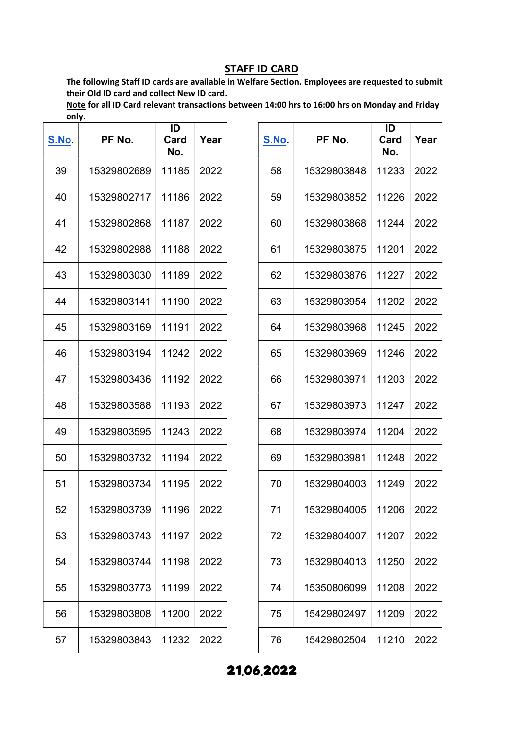## STAFF ID CARD

**The following Staff ID cards are available in Welfare Section. Employees are requested to submit their Old ID card and collect New ID card.**

**Note for all ID Card relevant transactions between 14:00 hrs to 16:00 hrs on Monday and Friday only.**

| S.No. | PF No. | ID Card No. | Year |
|---|---|---|---|
| 39 | 15329802689 | 11185 | 2022 |
| 40 | 15329802717 | 11186 | 2022 |
| 41 | 15329802868 | 11187 | 2022 |
| 42 | 15329802988 | 11188 | 2022 |
| 43 | 15329803030 | 11189 | 2022 |
| 44 | 15329803141 | 11190 | 2022 |
| 45 | 15329803169 | 11191 | 2022 |
| 46 | 15329803194 | 11242 | 2022 |
| 47 | 15329803436 | 11192 | 2022 |
| 48 | 15329803588 | 11193 | 2022 |
| 49 | 15329803595 | 11243 | 2022 |
| 50 | 15329803732 | 11194 | 2022 |
| 51 | 15329803734 | 11195 | 2022 |
| 52 | 15329803739 | 11196 | 2022 |
| 53 | 15329803743 | 11197 | 2022 |
| 54 | 15329803744 | 11198 | 2022 |
| 55 | 15329803773 | 11199 | 2022 |
| 56 | 15329803808 | 11200 | 2022 |
| 57 | 15329803843 | 11232 | 2022 |
| 58 | 15329803848 | 11233 | 2022 |
| 59 | 15329803852 | 11226 | 2022 |
| 60 | 15329803868 | 11244 | 2022 |
| 61 | 15329803875 | 11201 | 2022 |
| 62 | 15329803876 | 11227 | 2022 |
| 63 | 15329803954 | 11202 | 2022 |
| 64 | 15329803968 | 11245 | 2022 |
| 65 | 15329803969 | 11246 | 2022 |
| 66 | 15329803971 | 11203 | 2022 |
| 67 | 15329803973 | 11247 | 2022 |
| 68 | 15329803974 | 11204 | 2022 |
| 69 | 15329803981 | 11248 | 2022 |
| 70 | 15329804003 | 11249 | 2022 |
| 71 | 15329804005 | 11206 | 2022 |
| 72 | 15329804007 | 11207 | 2022 |
| 73 | 15329804013 | 11250 | 2022 |
| 74 | 15350806099 | 11208 | 2022 |
| 75 | 15429802497 | 11209 | 2022 |
| 76 | 15429802504 | 11210 | 2022 |

**21.06.2022**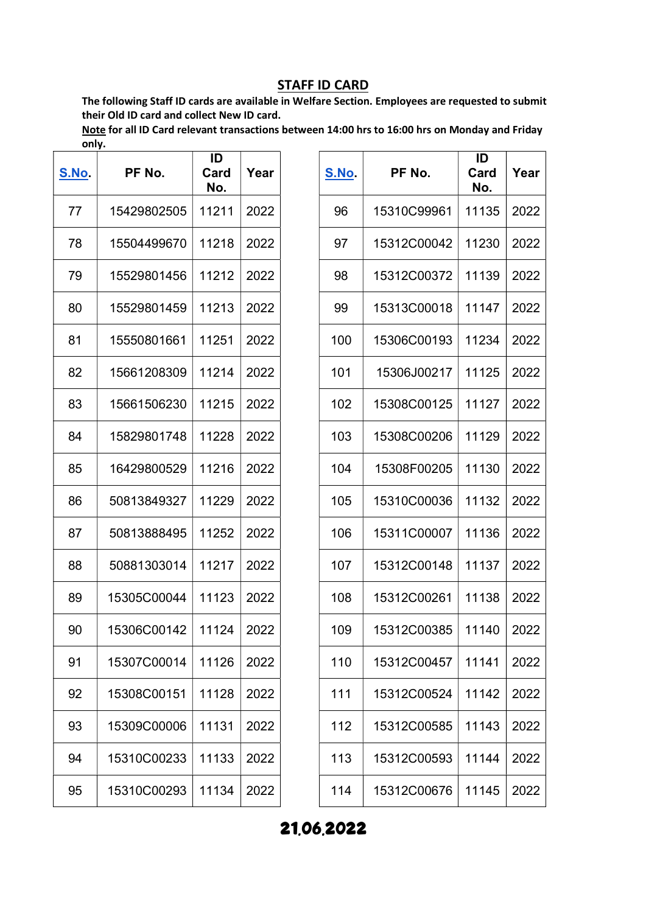## STAFF ID CARD

**The following Staff ID cards are available in Welfare Section. Employees are requested to submit their Old ID card and collect New ID card.**

**Note for all ID Card relevant transactions between 14:00 hrs to 16:00 hrs on Monday and Friday only.**

| S.No. | PF No. | ID Card No. | Year |
|---|---|---|---|
| 77 | 15429802505 | 11211 | 2022 |
| 78 | 15504499670 | 11218 | 2022 |
| 79 | 15529801456 | 11212 | 2022 |
| 80 | 15529801459 | 11213 | 2022 |
| 81 | 15550801661 | 11251 | 2022 |
| 82 | 15661208309 | 11214 | 2022 |
| 83 | 15661506230 | 11215 | 2022 |
| 84 | 15829801748 | 11228 | 2022 |
| 85 | 16429800529 | 11216 | 2022 |
| 86 | 50813849327 | 11229 | 2022 |
| 87 | 50813888495 | 11252 | 2022 |
| 88 | 50881303014 | 11217 | 2022 |
| 89 | 15305C00044 | 11123 | 2022 |
| 90 | 15306C00142 | 11124 | 2022 |
| 91 | 15307C00014 | 11126 | 2022 |
| 92 | 15308C00151 | 11128 | 2022 |
| 93 | 15309C00006 | 11131 | 2022 |
| 94 | 15310C00233 | 11133 | 2022 |
| 95 | 15310C00293 | 11134 | 2022 |
| 96 | 15310C99961 | 11135 | 2022 |
| 97 | 15312C00042 | 11230 | 2022 |
| 98 | 15312C00372 | 11139 | 2022 |
| 99 | 15313C00018 | 11147 | 2022 |
| 100 | 15306C00193 | 11234 | 2022 |
| 101 | 15306J00217 | 11125 | 2022 |
| 102 | 15308C00125 | 11127 | 2022 |
| 103 | 15308C00206 | 11129 | 2022 |
| 104 | 15308F00205 | 11130 | 2022 |
| 105 | 15310C00036 | 11132 | 2022 |
| 106 | 15311C00007 | 11136 | 2022 |
| 107 | 15312C00148 | 11137 | 2022 |
| 108 | 15312C00261 | 11138 | 2022 |
| 109 | 15312C00385 | 11140 | 2022 |
| 110 | 15312C00457 | 11141 | 2022 |
| 111 | 15312C00524 | 11142 | 2022 |
| 112 | 15312C00585 | 11143 | 2022 |
| 113 | 15312C00593 | 11144 | 2022 |
| 114 | 15312C00676 | 11145 | 2022 |

**21.06.2022**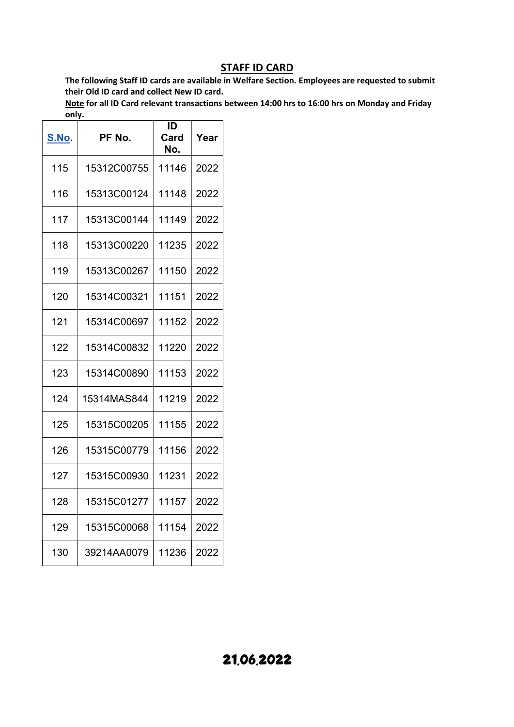## STAFF ID CARD

**The following Staff ID cards are available in Welfare Section. Employees are requested to submit their Old ID card and collect New ID card.**

**Note for all ID Card relevant transactions between 14:00 hrs to 16:00 hrs on Monday and Friday only.**

| S.No. | PF No. | ID Card No. | Year |
|---|---|---|---|
| 115 | 15312C00755 | 11146 | 2022 |
| 116 | 15313C00124 | 11148 | 2022 |
| 117 | 15313C00144 | 11149 | 2022 |
| 118 | 15313C00220 | 11235 | 2022 |
| 119 | 15313C00267 | 11150 | 2022 |
| 120 | 15314C00321 | 11151 | 2022 |
| 121 | 15314C00697 | 11152 | 2022 |
| 122 | 15314C00832 | 11220 | 2022 |
| 123 | 15314C00890 | 11153 | 2022 |
| 124 | 15314MAS844 | 11219 | 2022 |
| 125 | 15315C00205 | 11155 | 2022 |
| 126 | 15315C00779 | 11156 | 2022 |
| 127 | 15315C00930 | 11231 | 2022 |
| 128 | 15315C01277 | 11157 | 2022 |
| 129 | 15315C00068 | 11154 | 2022 |
| 130 | 39214AA0079 | 11236 | 2022 |

**21.06.2022**